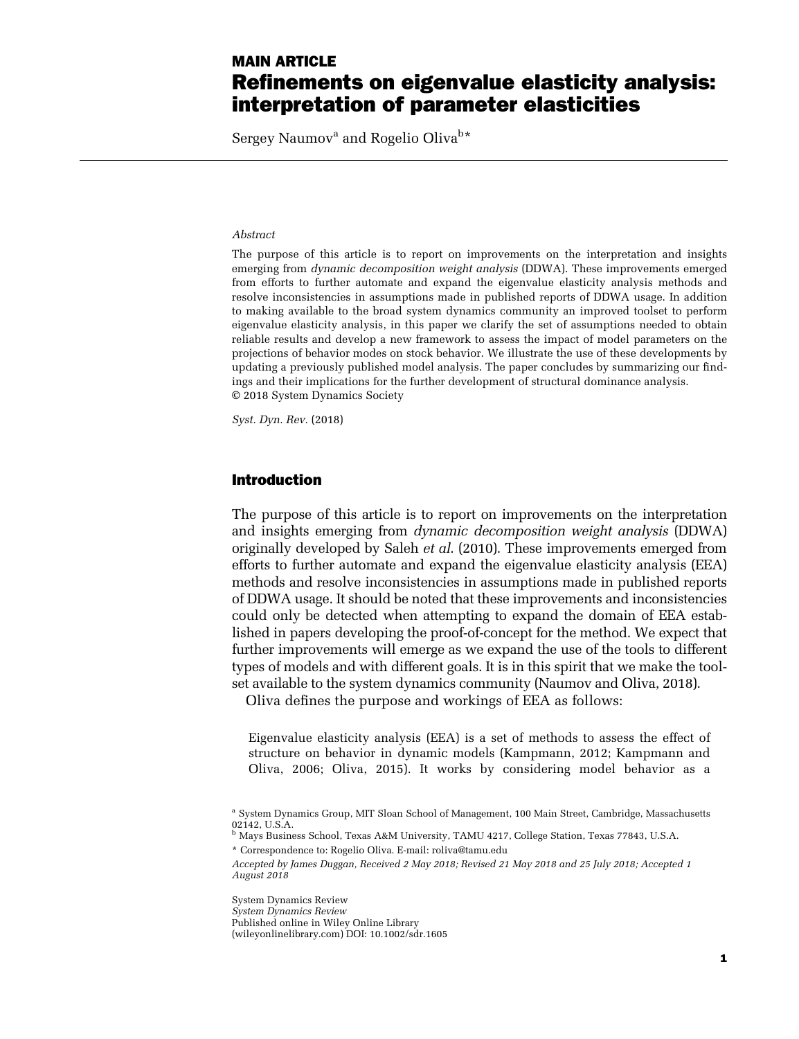MAIN ARTICLE

# Refinements on eigenvalue elasticity analysis: interpretation of parameter elasticities

Sergey Naumov[a] and Rogelio Oliva[b]*

*Abstract*

The purpose of this article is to report on improvements on the interpretation and insights emerging from *dynamic decomposition weight analysis* (DDWA). These improvements emerged from efforts to further automate and expand the eigenvalue elasticity analysis methods and resolve inconsistencies in assumptions made in published reports of DDWA usage. In addition to making available to the broad system dynamics community an improved toolset to perform eigenvalue elasticity analysis, in this paper we clarify the set of assumptions needed to obtain reliable results and develop a new framework to assess the impact of model parameters on the projections of behavior modes on stock behavior. We illustrate the use of these developments by updating a previously published model analysis. The paper concludes by summarizing our findings and their implications for the further development of structural dominance analysis.
© 2018 System Dynamics Society

*Syst. Dyn. Rev.* (2018)

## Introduction

The purpose of this article is to report on improvements on the interpretation and insights emerging from *dynamic decomposition weight analysis* (DDWA) originally developed by Saleh *et al*. (2010). These improvements emerged from efforts to further automate and expand the eigenvalue elasticity analysis (EEA) methods and resolve inconsistencies in assumptions made in published reports of DDWA usage. It should be noted that these improvements and inconsistencies could only be detected when attempting to expand the domain of EEA established in papers developing the proof-of-concept for the method. We expect that further improvements will emerge as we expand the use of the tools to different types of models and with different goals. It is in this spirit that we make the toolset available to the system dynamics community (Naumov and Oliva, 2018).

Oliva defines the purpose and workings of EEA as follows:

> Eigenvalue elasticity analysis (EEA) is a set of methods to assess the effect of structure on behavior in dynamic models (Kampmann, 2012; Kampmann and Oliva, 2006; Oliva, 2015). It works by considering model behavior as a

[a] System Dynamics Group, MIT Sloan School of Management, 100 Main Street, Cambridge, Massachusetts 02142, U.S.A.
[b] Mays Business School, Texas A&M University, TAMU 4217, College Station, Texas 77843, U.S.A.
\* Correspondence to: Rogelio Oliva. E-mail: roliva@tamu.edu

*Accepted by James Duggan, Received 2 May 2018; Revised 21 May 2018 and 25 July 2018; Accepted 1 August 2018*

System Dynamics Review
*System Dynamics Review*
Published online in Wiley Online Library
(wileyonlinelibrary.com) DOI: 10.1002/sdr.1605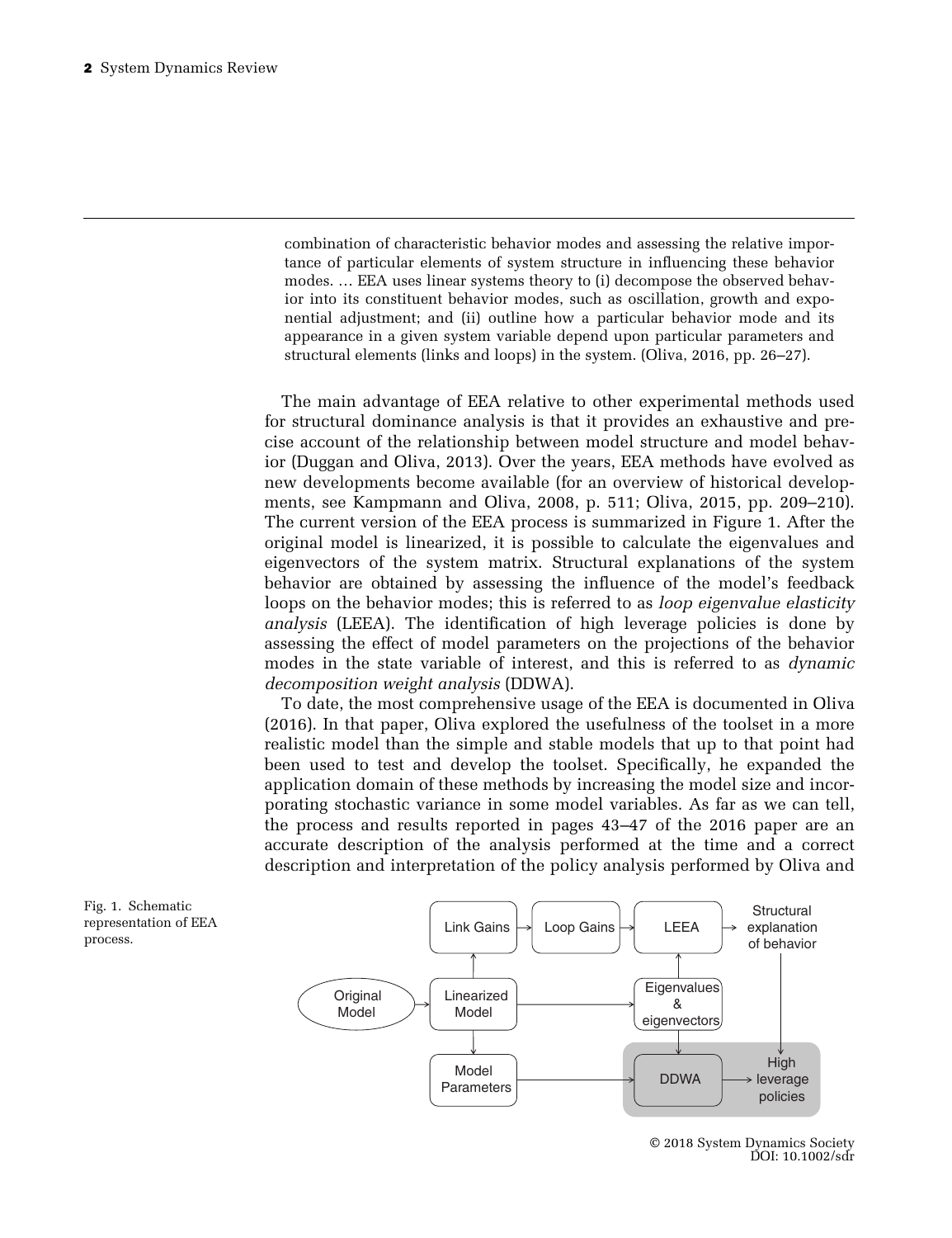> combination of characteristic behavior modes and assessing the relative importance of particular elements of system structure in influencing these behavior modes. … EEA uses linear systems theory to (i) decompose the observed behavior into its constituent behavior modes, such as oscillation, growth and exponential adjustment; and (ii) outline how a particular behavior mode and its appearance in a given system variable depend upon particular parameters and structural elements (links and loops) in the system. (Oliva, 2016, pp. 26–27).

The main advantage of EEA relative to other experimental methods used for structural dominance analysis is that it provides an exhaustive and precise account of the relationship between model structure and model behavior (Duggan and Oliva, 2013). Over the years, EEA methods have evolved as new developments become available (for an overview of historical developments, see Kampmann and Oliva, 2008, p. 511; Oliva, 2015, pp. 209–210). The current version of the EEA process is summarized in Figure 1. After the original model is linearized, it is possible to calculate the eigenvalues and eigenvectors of the system matrix. Structural explanations of the system behavior are obtained by assessing the influence of the model's feedback loops on the behavior modes; this is referred to as *loop eigenvalue elasticity analysis* (LEEA). The identification of high leverage policies is done by assessing the effect of model parameters on the projections of the behavior modes in the state variable of interest, and this is referred to as *dynamic decomposition weight analysis* (DDWA).

To date, the most comprehensive usage of the EEA is documented in Oliva (2016). In that paper, Oliva explored the usefulness of the toolset in a more realistic model than the simple and stable models that up to that point had been used to test and develop the toolset. Specifically, he expanded the application domain of these methods by increasing the model size and incorporating stochastic variance in some model variables. As far as we can tell, the process and results reported in pages 43–47 of the 2016 paper are an accurate description of the analysis performed at the time and a correct description and interpretation of the policy analysis performed by Oliva and

Original Model → Linearized Model → Link Gains → Loop Gains → LEEA → Structural explanation of behavior

Linearized Model → Eigenvalues & eigenvectors → LEEA; Eigenvalues & eigenvectors → DDWA

Linearized Model → Model Parameters → DDWA → High leverage policies

Fig. 1. Schematic representation of EEA process.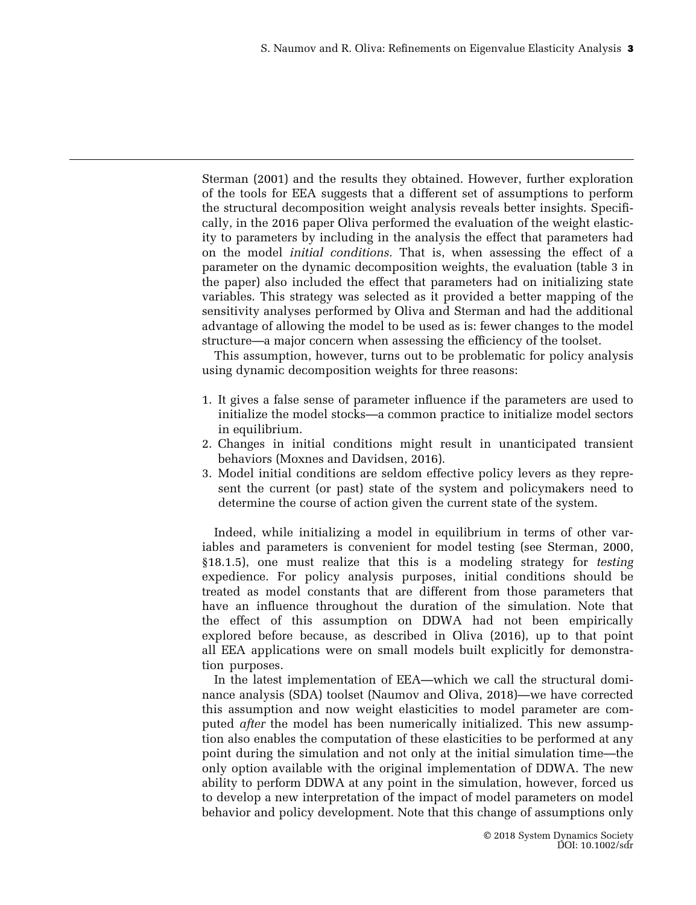Sterman (2001) and the results they obtained. However, further exploration of the tools for EEA suggests that a different set of assumptions to perform the structural decomposition weight analysis reveals better insights. Specifically, in the 2016 paper Oliva performed the evaluation of the weight elasticity to parameters by including in the analysis the effect that parameters had on the model *initial conditions.* That is, when assessing the effect of a parameter on the dynamic decomposition weights, the evaluation (table 3 in the paper) also included the effect that parameters had on initializing state variables. This strategy was selected as it provided a better mapping of the sensitivity analyses performed by Oliva and Sterman and had the additional advantage of allowing the model to be used as is: fewer changes to the model structure—a major concern when assessing the efficiency of the toolset.

This assumption, however, turns out to be problematic for policy analysis using dynamic decomposition weights for three reasons:

1. It gives a false sense of parameter influence if the parameters are used to initialize the model stocks—a common practice to initialize model sectors in equilibrium.
2. Changes in initial conditions might result in unanticipated transient behaviors (Moxnes and Davidsen, 2016).
3. Model initial conditions are seldom effective policy levers as they represent the current (or past) state of the system and policymakers need to determine the course of action given the current state of the system.

Indeed, while initializing a model in equilibrium in terms of other variables and parameters is convenient for model testing (see Sterman, 2000, §18.1.5), one must realize that this is a modeling strategy for *testing* expedience. For policy analysis purposes, initial conditions should be treated as model constants that are different from those parameters that have an influence throughout the duration of the simulation. Note that the effect of this assumption on DDWA had not been empirically explored before because, as described in Oliva (2016), up to that point all EEA applications were on small models built explicitly for demonstration purposes.

In the latest implementation of EEA—which we call the structural dominance analysis (SDA) toolset (Naumov and Oliva, 2018)—we have corrected this assumption and now weight elasticities to model parameter are computed *after* the model has been numerically initialized. This new assumption also enables the computation of these elasticities to be performed at any point during the simulation and not only at the initial simulation time—the only option available with the original implementation of DDWA. The new ability to perform DDWA at any point in the simulation, however, forced us to develop a new interpretation of the impact of model parameters on model behavior and policy development. Note that this change of assumptions only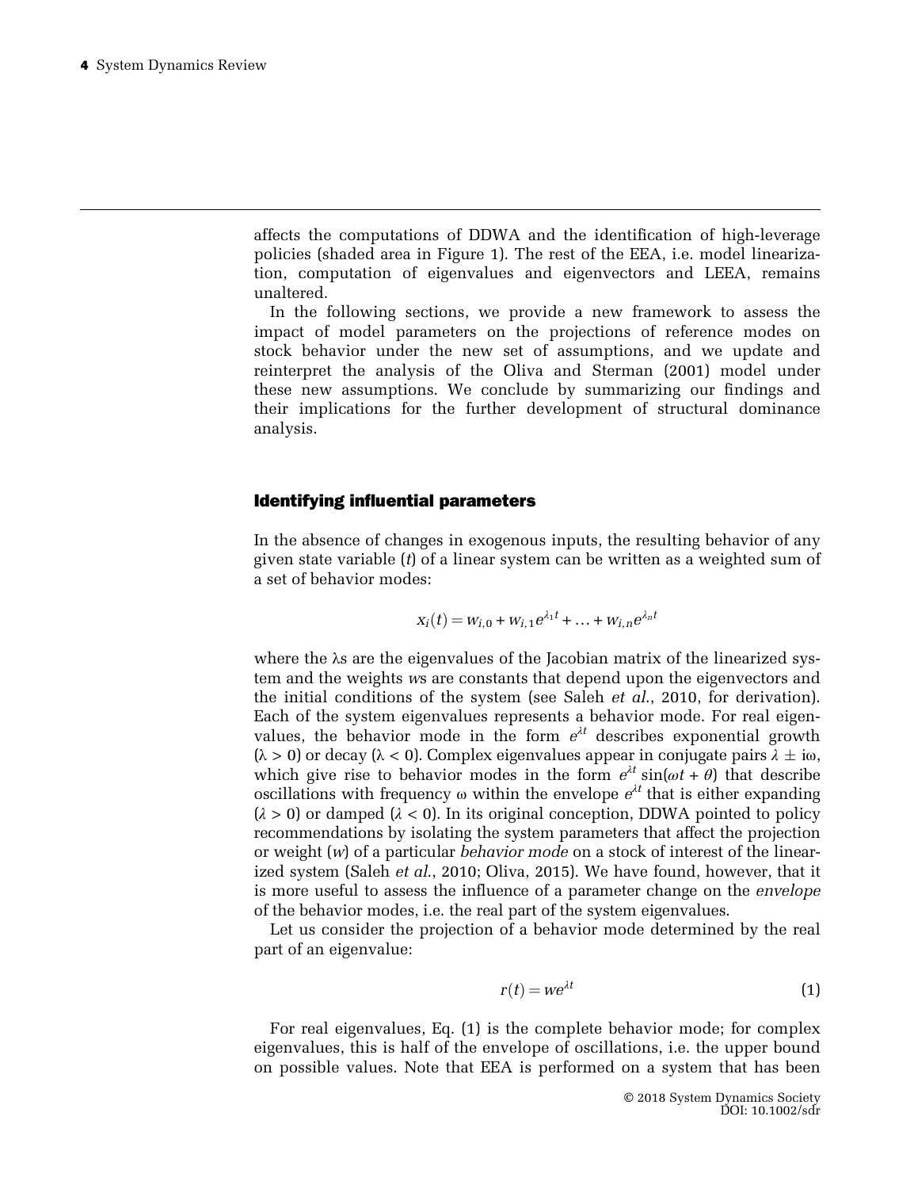affects the computations of DDWA and the identification of high-leverage policies (shaded area in Figure 1). The rest of the EEA, i.e. model linearization, computation of eigenvalues and eigenvectors and LEEA, remains unaltered.

In the following sections, we provide a new framework to assess the impact of model parameters on the projections of reference modes on stock behavior under the new set of assumptions, and we update and reinterpret the analysis of the Oliva and Sterman (2001) model under these new assumptions. We conclude by summarizing our findings and their implications for the further development of structural dominance analysis.

## Identifying influential parameters

In the absence of changes in exogenous inputs, the resulting behavior of any given state variable ($t$) of a linear system can be written as a weighted sum of a set of behavior modes:

$$x_i(t) = w_{i,0} + w_{i,1}e^{\lambda_1 t} + \ldots + w_{i,n}e^{\lambda_n t}$$

where the λs are the eigenvalues of the Jacobian matrix of the linearized system and the weights $w$s are constants that depend upon the eigenvectors and the initial conditions of the system (see Saleh *et al.*, 2010, for derivation). Each of the system eigenvalues represents a behavior mode. For real eigenvalues, the behavior mode in the form $e^{\lambda t}$ describes exponential growth ($\lambda > 0$) or decay ($\lambda < 0$). Complex eigenvalues appear in conjugate pairs $\lambda \pm i\omega$, which give rise to behavior modes in the form $e^{\lambda t}\sin(\omega t + \theta)$ that describe oscillations with frequency ω within the envelope $e^{\lambda t}$ that is either expanding ($\lambda > 0$) or damped ($\lambda < 0$). In its original conception, DDWA pointed to policy recommendations by isolating the system parameters that affect the projection or weight ($w$) of a particular *behavior mode* on a stock of interest of the linearized system (Saleh *et al.*, 2010; Oliva, 2015). We have found, however, that it is more useful to assess the influence of a parameter change on the *envelope* of the behavior modes, i.e. the real part of the system eigenvalues.

Let us consider the projection of a behavior mode determined by the real part of an eigenvalue:

$$r(t) = we^{\lambda t} \tag{1}$$

For real eigenvalues, Eq. (1) is the complete behavior mode; for complex eigenvalues, this is half of the envelope of oscillations, i.e. the upper bound on possible values. Note that EEA is performed on a system that has been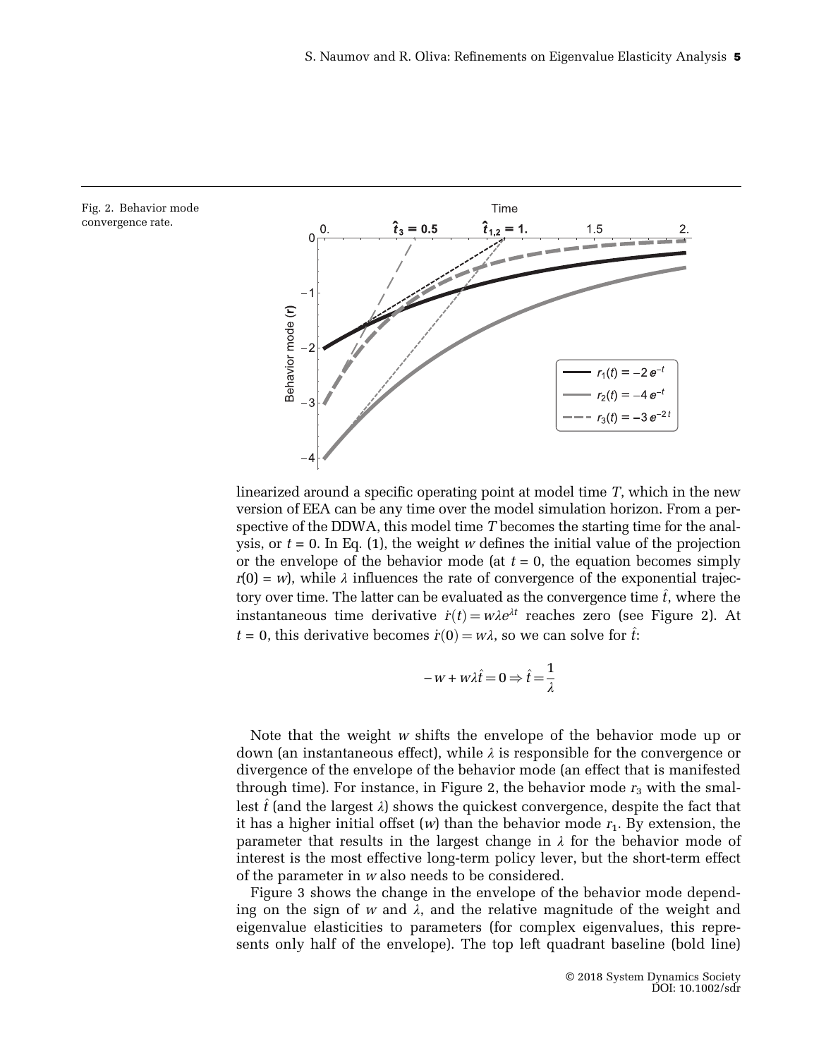Fig. 2. Behavior mode convergence rate.

linearized around a specific operating point at model time $T$, which in the new version of EEA can be any time over the model simulation horizon. From a perspective of the DDWA, this model time $T$ becomes the starting time for the analysis, or $t = 0$. In Eq. (1), the weight $w$ defines the initial value of the projection or the envelope of the behavior mode (at $t = 0$, the equation becomes simply $r(0) = w$), while $\lambda$ influences the rate of convergence of the exponential trajectory over time. The latter can be evaluated as the convergence time $\hat{t}$, where the instantaneous time derivative $\dot{r}(t) = w\lambda e^{\lambda t}$ reaches zero (see Figure 2). At $t = 0$, this derivative becomes $\dot{r}(0) = w\lambda$, so we can solve for $\hat{t}$:

$$-w + w\lambda\hat{t} = 0 \Rightarrow \hat{t} = \frac{1}{\lambda}$$

Note that the weight $w$ shifts the envelope of the behavior mode up or down (an instantaneous effect), while $\lambda$ is responsible for the convergence or divergence of the envelope of the behavior mode (an effect that is manifested through time). For instance, in Figure 2, the behavior mode $r_3$ with the smallest $\hat{t}$ (and the largest $\lambda$) shows the quickest convergence, despite the fact that it has a higher initial offset ($w$) than the behavior mode $r_1$. By extension, the parameter that results in the largest change in $\lambda$ for the behavior mode of interest is the most effective long-term policy lever, but the short-term effect of the parameter in $w$ also needs to be considered.

Figure 3 shows the change in the envelope of the behavior mode depending on the sign of $w$ and $\lambda$, and the relative magnitude of the weight and eigenvalue elasticities to parameters (for complex eigenvalues, this represents only half of the envelope). The top left quadrant baseline (bold line)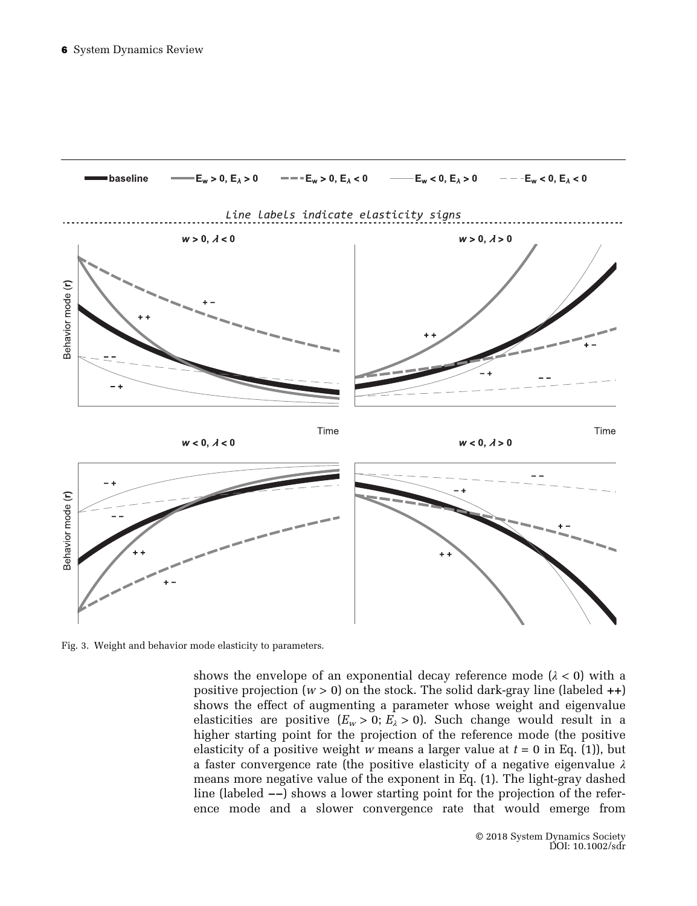Fig. 3. Weight and behavior mode elasticity to parameters.

shows the envelope of an exponential decay reference mode ($\lambda < 0$) with a positive projection ($w > 0$) on the stock. The solid dark-gray line (labeled **++**) shows the effect of augmenting a parameter whose weight and eigenvalue elasticities are positive ($E_w > 0$; $E_\lambda > 0$). Such change would result in a higher starting point for the projection of the reference mode (the positive elasticity of a positive weight $w$ means a larger value at $t = 0$ in Eq. (1)), but a faster convergence rate (the positive elasticity of a negative eigenvalue $\lambda$ means more negative value of the exponent in Eq. (1). The light-gray dashed line (labeled **−−**) shows a lower starting point for the projection of the reference mode and a slower convergence rate that would emerge from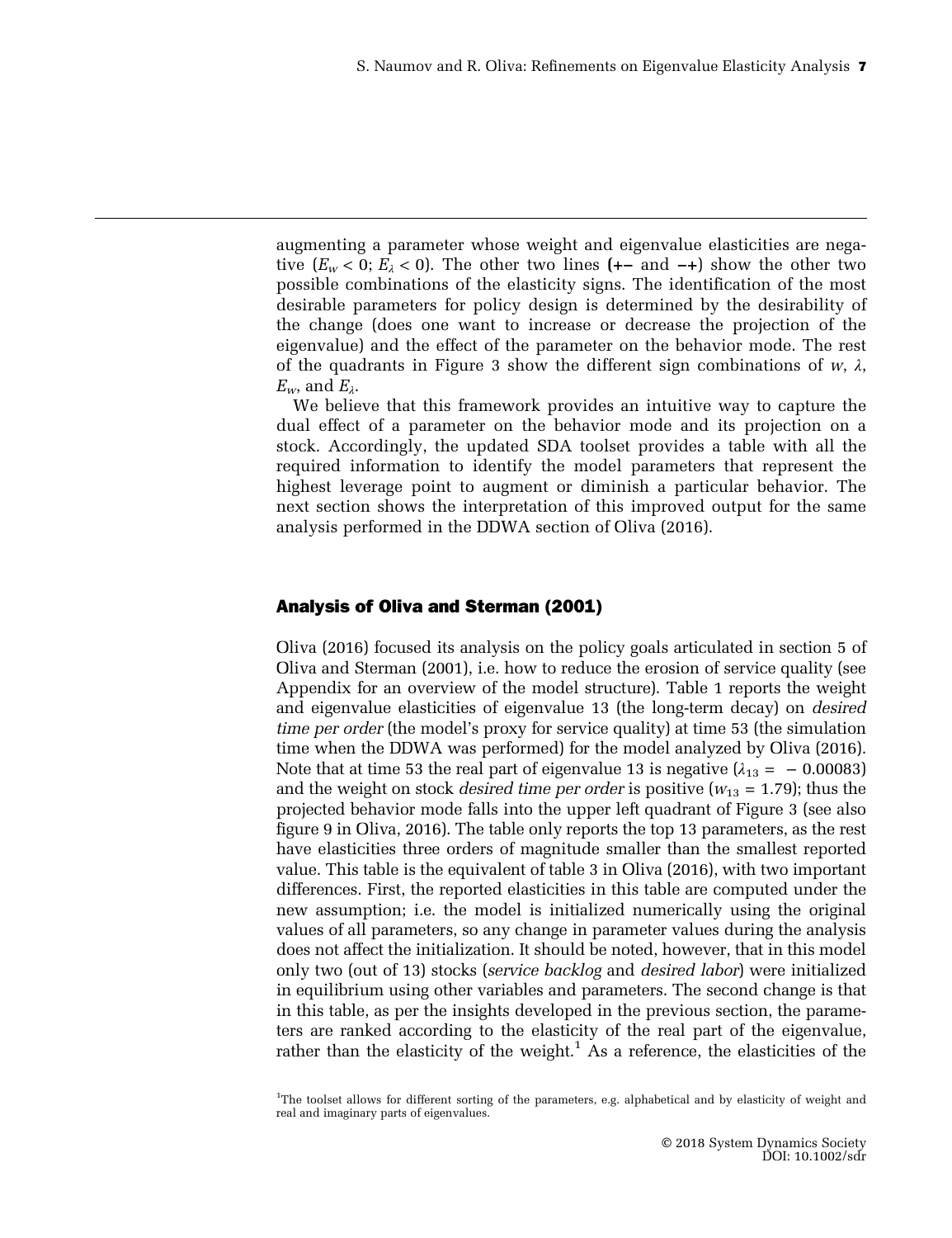augmenting a parameter whose weight and eigenvalue elasticities are negative ($E_w < 0$; $E_\lambda < 0$). The other two lines (**+−** and **−+**) show the other two possible combinations of the elasticity signs. The identification of the most desirable parameters for policy design is determined by the desirability of the change (does one want to increase or decrease the projection of the eigenvalue) and the effect of the parameter on the behavior mode. The rest of the quadrants in Figure 3 show the different sign combinations of $w$, $\lambda$, $E_w$, and $E_\lambda$.

We believe that this framework provides an intuitive way to capture the dual effect of a parameter on the behavior mode and its projection on a stock. Accordingly, the updated SDA toolset provides a table with all the required information to identify the model parameters that represent the highest leverage point to augment or diminish a particular behavior. The next section shows the interpretation of this improved output for the same analysis performed in the DDWA section of Oliva (2016).

## Analysis of Oliva and Sterman (2001)

Oliva (2016) focused its analysis on the policy goals articulated in section 5 of Oliva and Sterman (2001), i.e. how to reduce the erosion of service quality (see Appendix for an overview of the model structure). Table 1 reports the weight and eigenvalue elasticities of eigenvalue 13 (the long-term decay) on *desired time per order* (the model's proxy for service quality) at time 53 (the simulation time when the DDWA was performed) for the model analyzed by Oliva (2016). Note that at time 53 the real part of eigenvalue 13 is negative ($\lambda_{13} = -0.00083$) and the weight on stock *desired time per order* is positive ($w_{13} = 1.79$); thus the projected behavior mode falls into the upper left quadrant of Figure 3 (see also figure 9 in Oliva, 2016). The table only reports the top 13 parameters, as the rest have elasticities three orders of magnitude smaller than the smallest reported value. This table is the equivalent of table 3 in Oliva (2016), with two important differences. First, the reported elasticities in this table are computed under the new assumption; i.e. the model is initialized numerically using the original values of all parameters, so any change in parameter values during the analysis does not affect the initialization. It should be noted, however, that in this model only two (out of 13) stocks (*service backlog* and *desired labor*) were initialized in equilibrium using other variables and parameters. The second change is that in this table, as per the insights developed in the previous section, the parameters are ranked according to the elasticity of the real part of the eigenvalue, rather than the elasticity of the weight.[1] As a reference, the elasticities of the

[1]The toolset allows for different sorting of the parameters, e.g. alphabetical and by elasticity of weight and real and imaginary parts of eigenvalues.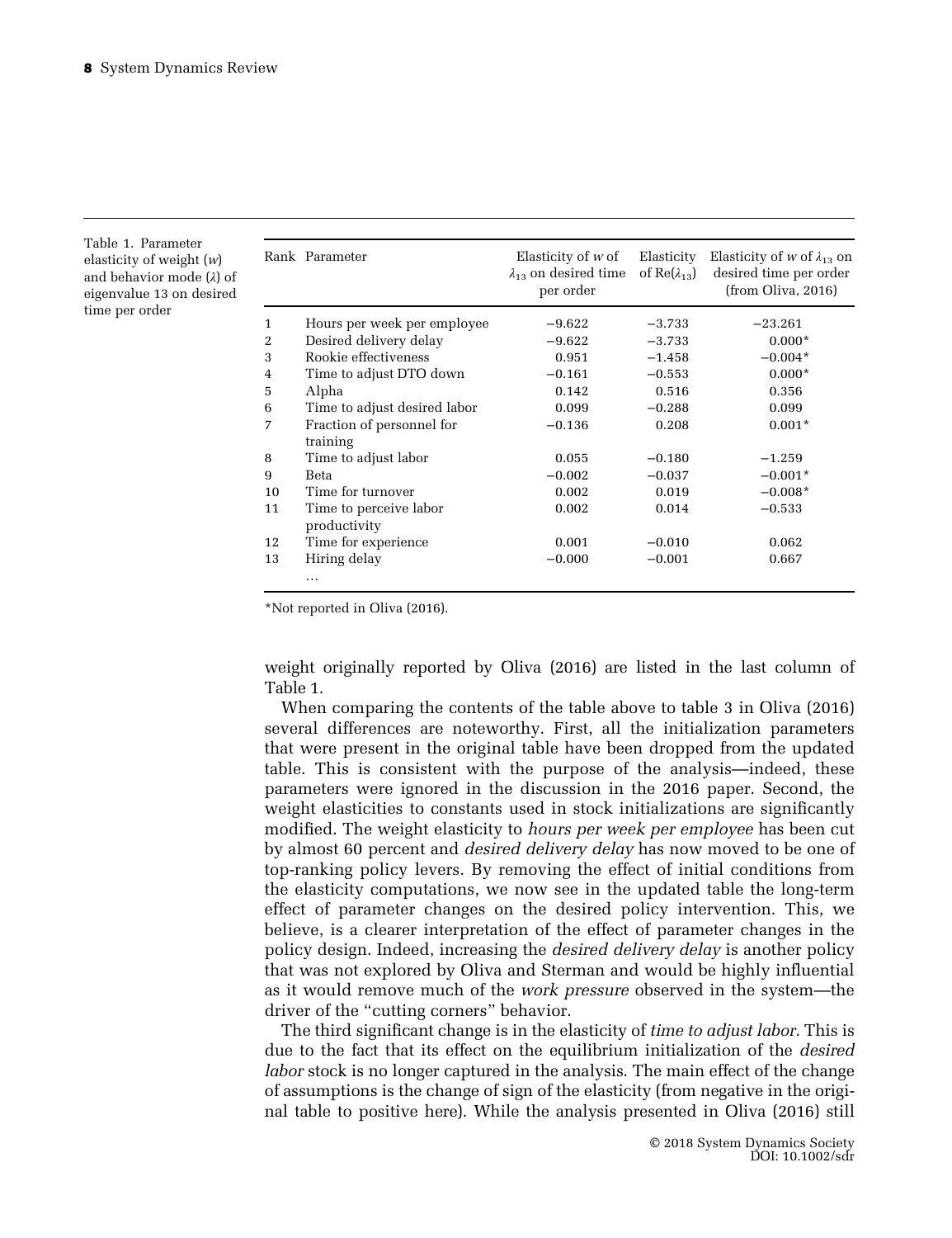Table 1. Parameter elasticity of weight ($w$) and behavior mode ($\lambda$) of eigenvalue 13 on desired time per order

| Rank | Parameter | Elasticity of $w$ of $\lambda_{13}$ on desired time per order | Elasticity of $\text{Re}(\lambda_{13})$ | Elasticity of $w$ of $\lambda_{13}$ on desired time per order (from Oliva, 2016) |
|---|---|---|---|---|
| 1 | Hours per week per employee | −9.622 | −3.733 | −23.261 |
| 2 | Desired delivery delay | −9.622 | −3.733 | 0.000* |
| 3 | Rookie effectiveness | 0.951 | −1.458 | −0.004* |
| 4 | Time to adjust DTO down | −0.161 | −0.553 | 0.000* |
| 5 | Alpha | 0.142 | 0.516 | 0.356 |
| 6 | Time to adjust desired labor | 0.099 | −0.288 | 0.099 |
| 7 | Fraction of personnel for training | −0.136 | 0.208 | 0.001* |
| 8 | Time to adjust labor | 0.055 | −0.180 | −1.259 |
| 9 | Beta | −0.002 | −0.037 | −0.001* |
| 10 | Time for turnover | 0.002 | 0.019 | −0.008* |
| 11 | Time to perceive labor productivity | 0.002 | 0.014 | −0.533 |
| 12 | Time for experience | 0.001 | −0.010 | 0.062 |
| 13 | Hiring delay | −0.000 | −0.001 | 0.667 |
| | … | | | |

*Not reported in Oliva (2016).

weight originally reported by Oliva (2016) are listed in the last column of Table 1.

When comparing the contents of the table above to table 3 in Oliva (2016) several differences are noteworthy. First, all the initialization parameters that were present in the original table have been dropped from the updated table. This is consistent with the purpose of the analysis—indeed, these parameters were ignored in the discussion in the 2016 paper. Second, the weight elasticities to constants used in stock initializations are significantly modified. The weight elasticity to *hours per week per employee* has been cut by almost 60 percent and *desired delivery delay* has now moved to be one of top-ranking policy levers. By removing the effect of initial conditions from the elasticity computations, we now see in the updated table the long-term effect of parameter changes on the desired policy intervention. This, we believe, is a clearer interpretation of the effect of parameter changes in the policy design. Indeed, increasing the *desired delivery delay* is another policy that was not explored by Oliva and Sterman and would be highly influential as it would remove much of the *work pressure* observed in the system—the driver of the "cutting corners" behavior.

The third significant change is in the elasticity of *time to adjust labor.* This is due to the fact that its effect on the equilibrium initialization of the *desired labor* stock is no longer captured in the analysis. The main effect of the change of assumptions is the change of sign of the elasticity (from negative in the original table to positive here). While the analysis presented in Oliva (2016) still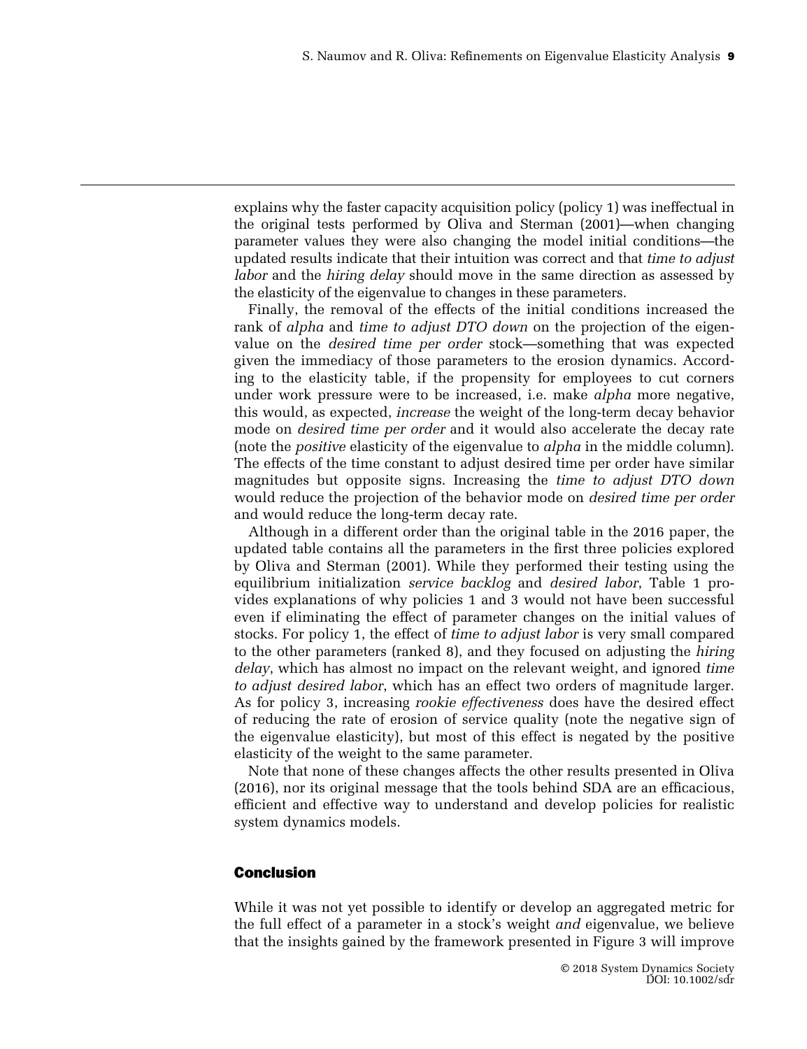explains why the faster capacity acquisition policy (policy 1) was ineffectual in the original tests performed by Oliva and Sterman (2001)—when changing parameter values they were also changing the model initial conditions—the updated results indicate that their intuition was correct and that *time to adjust labor* and the *hiring delay* should move in the same direction as assessed by the elasticity of the eigenvalue to changes in these parameters.

Finally, the removal of the effects of the initial conditions increased the rank of *alpha* and *time to adjust DTO down* on the projection of the eigenvalue on the *desired time per order* stock—something that was expected given the immediacy of those parameters to the erosion dynamics. According to the elasticity table, if the propensity for employees to cut corners under work pressure were to be increased, i.e. make *alpha* more negative, this would, as expected, *increase* the weight of the long-term decay behavior mode on *desired time per order* and it would also accelerate the decay rate (note the *positive* elasticity of the eigenvalue to *alpha* in the middle column). The effects of the time constant to adjust desired time per order have similar magnitudes but opposite signs. Increasing the *time to adjust DTO down* would reduce the projection of the behavior mode on *desired time per order* and would reduce the long-term decay rate.

Although in a different order than the original table in the 2016 paper, the updated table contains all the parameters in the first three policies explored by Oliva and Sterman (2001). While they performed their testing using the equilibrium initialization *service backlog* and *desired labor*, Table 1 provides explanations of why policies 1 and 3 would not have been successful even if eliminating the effect of parameter changes on the initial values of stocks. For policy 1, the effect of *time to adjust labor* is very small compared to the other parameters (ranked 8), and they focused on adjusting the *hiring delay*, which has almost no impact on the relevant weight, and ignored *time to adjust desired labor*, which has an effect two orders of magnitude larger. As for policy 3, increasing *rookie effectiveness* does have the desired effect of reducing the rate of erosion of service quality (note the negative sign of the eigenvalue elasticity), but most of this effect is negated by the positive elasticity of the weight to the same parameter.

Note that none of these changes affects the other results presented in Oliva (2016), nor its original message that the tools behind SDA are an efficacious, efficient and effective way to understand and develop policies for realistic system dynamics models.

## Conclusion

While it was not yet possible to identify or develop an aggregated metric for the full effect of a parameter in a stock's weight *and* eigenvalue, we believe that the insights gained by the framework presented in Figure 3 will improve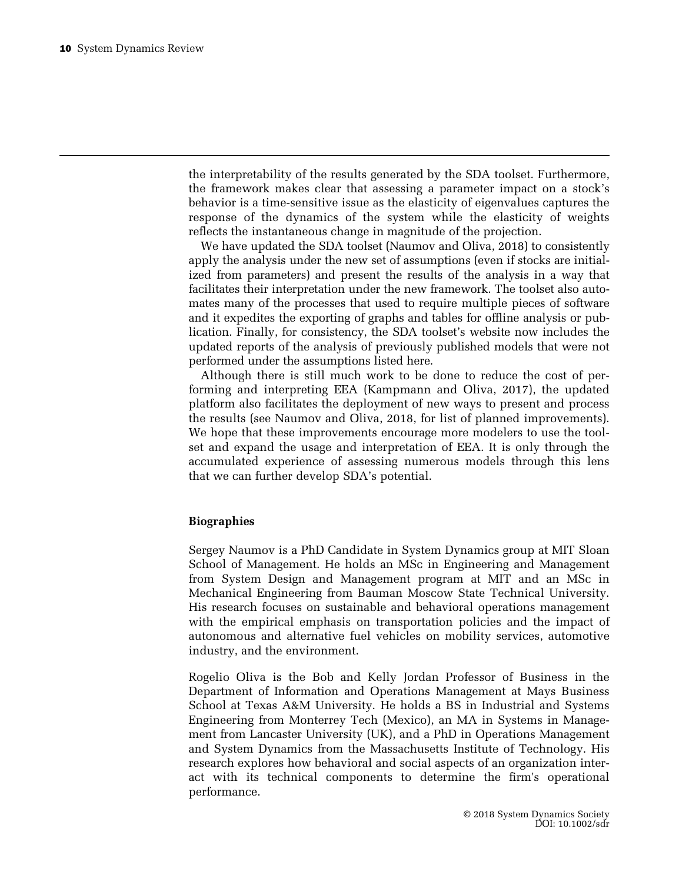the interpretability of the results generated by the SDA toolset. Furthermore, the framework makes clear that assessing a parameter impact on a stock's behavior is a time-sensitive issue as the elasticity of eigenvalues captures the response of the dynamics of the system while the elasticity of weights reflects the instantaneous change in magnitude of the projection.

We have updated the SDA toolset (Naumov and Oliva, 2018) to consistently apply the analysis under the new set of assumptions (even if stocks are initialized from parameters) and present the results of the analysis in a way that facilitates their interpretation under the new framework. The toolset also automates many of the processes that used to require multiple pieces of software and it expedites the exporting of graphs and tables for offline analysis or publication. Finally, for consistency, the SDA toolset's website now includes the updated reports of the analysis of previously published models that were not performed under the assumptions listed here.

Although there is still much work to be done to reduce the cost of performing and interpreting EEA (Kampmann and Oliva, 2017), the updated platform also facilitates the deployment of new ways to present and process the results (see Naumov and Oliva, 2018, for list of planned improvements). We hope that these improvements encourage more modelers to use the toolset and expand the usage and interpretation of EEA. It is only through the accumulated experience of assessing numerous models through this lens that we can further develop SDA's potential.

## Biographies

Sergey Naumov is a PhD Candidate in System Dynamics group at MIT Sloan School of Management. He holds an MSc in Engineering and Management from System Design and Management program at MIT and an MSc in Mechanical Engineering from Bauman Moscow State Technical University. His research focuses on sustainable and behavioral operations management with the empirical emphasis on transportation policies and the impact of autonomous and alternative fuel vehicles on mobility services, automotive industry, and the environment.

Rogelio Oliva is the Bob and Kelly Jordan Professor of Business in the Department of Information and Operations Management at Mays Business School at Texas A&M University. He holds a BS in Industrial and Systems Engineering from Monterrey Tech (Mexico), an MA in Systems in Management from Lancaster University (UK), and a PhD in Operations Management and System Dynamics from the Massachusetts Institute of Technology. His research explores how behavioral and social aspects of an organization interact with its technical components to determine the firm's operational performance.

© 2018 System Dynamics Society
DOI: 10.1002/sdr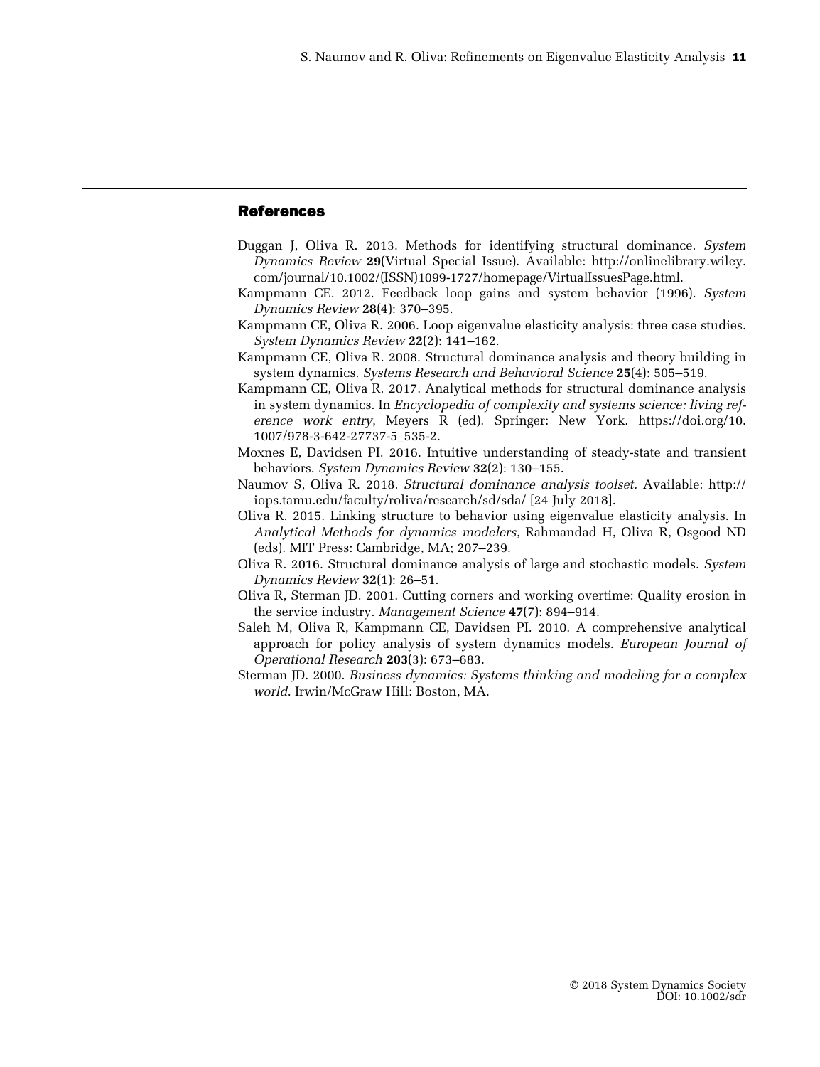## References

Duggan J, Oliva R. 2013. Methods for identifying structural dominance. *System Dynamics Review* **29**(Virtual Special Issue). Available: http://onlinelibrary.wiley.com/journal/10.1002/(ISSN)1099-1727/homepage/VirtualIssuesPage.html.

Kampmann CE. 2012. Feedback loop gains and system behavior (1996). *System Dynamics Review* **28**(4): 370–395.

Kampmann CE, Oliva R. 2006. Loop eigenvalue elasticity analysis: three case studies. *System Dynamics Review* **22**(2): 141–162.

Kampmann CE, Oliva R. 2008. Structural dominance analysis and theory building in system dynamics. *Systems Research and Behavioral Science* **25**(4): 505–519.

Kampmann CE, Oliva R. 2017. Analytical methods for structural dominance analysis in system dynamics. In *Encyclopedia of complexity and systems science: living reference work entry*, Meyers R (ed). Springer: New York. https://doi.org/10.1007/978-3-642-27737-5_535-2.

Moxnes E, Davidsen PI. 2016. Intuitive understanding of steady-state and transient behaviors. *System Dynamics Review* **32**(2): 130–155.

Naumov S, Oliva R. 2018. *Structural dominance analysis toolset*. Available: http://iops.tamu.edu/faculty/roliva/research/sd/sda/ [24 July 2018].

Oliva R. 2015. Linking structure to behavior using eigenvalue elasticity analysis. In *Analytical Methods for dynamics modelers*, Rahmandad H, Oliva R, Osgood ND (eds). MIT Press: Cambridge, MA; 207–239.

Oliva R. 2016. Structural dominance analysis of large and stochastic models. *System Dynamics Review* **32**(1): 26–51.

Oliva R, Sterman JD. 2001. Cutting corners and working overtime: Quality erosion in the service industry. *Management Science* **47**(7): 894–914.

Saleh M, Oliva R, Kampmann CE, Davidsen PI. 2010. A comprehensive analytical approach for policy analysis of system dynamics models. *European Journal of Operational Research* **203**(3): 673–683.

Sterman JD. 2000. *Business dynamics: Systems thinking and modeling for a complex world*. Irwin/McGraw Hill: Boston, MA.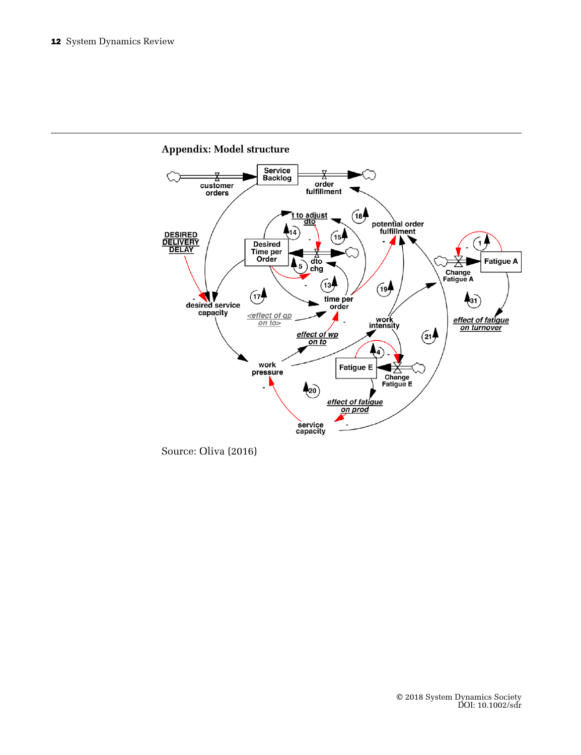## Appendix: Model structure

Service Backlog

customer orders

order fulfillment

DESIRED DELIVERY DELAY

t to adjust dto

18

potential order fulfillment

14

15

Desired Time per Order

dto chg

5

13

time per order

19

Change Fatigue A

Fatigue A

1

31

17

desired service capacity

<effect of qp on to>

effect of wp on to

work intensity

effect of fatigue on turnover

21

4

Fatigue E

Change Fatigue E

work pressure

20

effect of fatigue on prod

service capacity

Source: Oliva (2016)